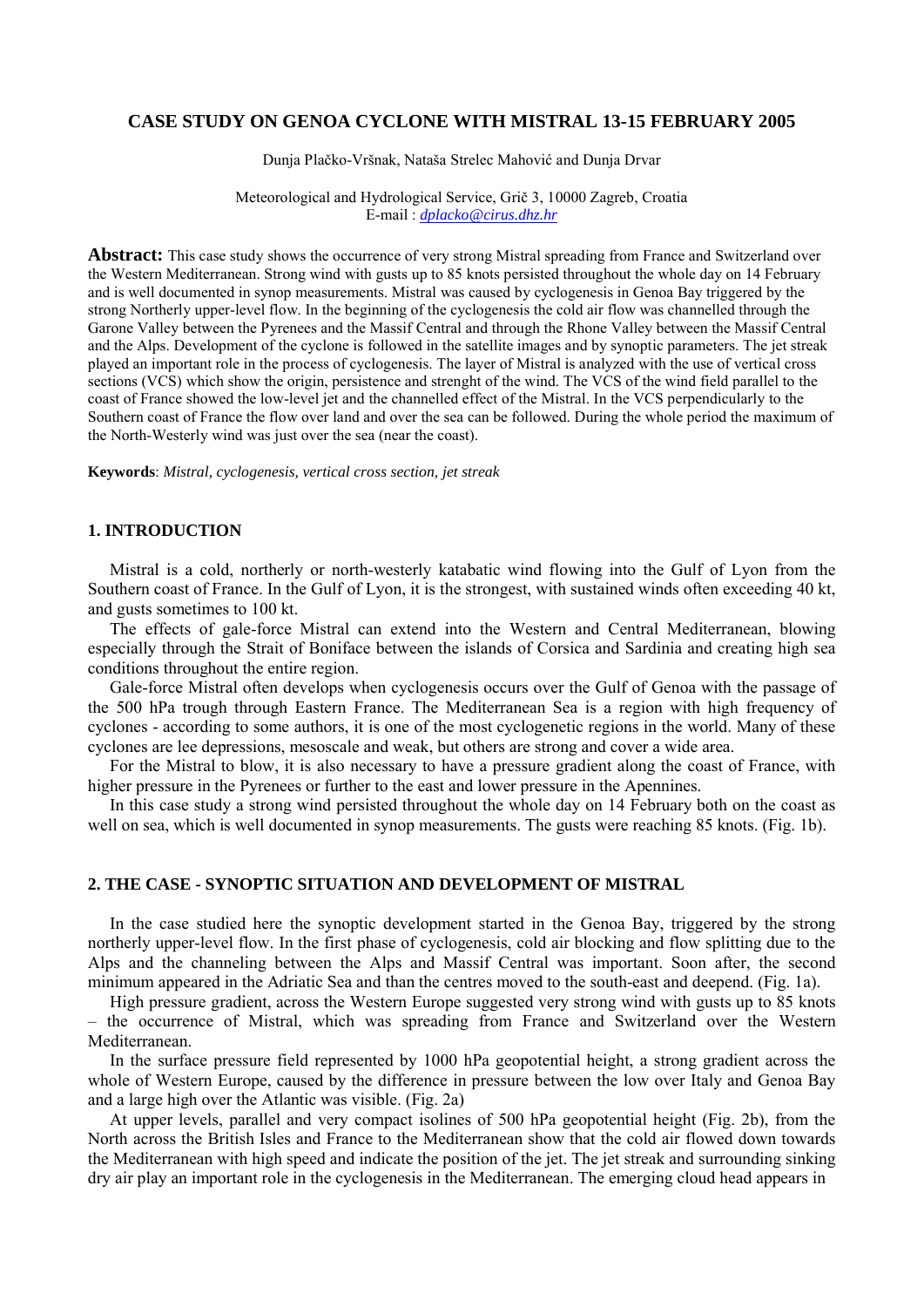# CASE STUDY ON GENOA CYCLONE WITH MISTRAL 13-15 FEBRUARY 2005

Dunja Plačko-Vršnak, Nataša Strelec Mahović and Dunja Drvar

Meteorological and Hydrological Service, Grič 3, 10000 Zagreb, Croatia
E-mail : *dplacko@cirus.dhz.hr*

**Abstract:** This case study shows the occurrence of very strong Mistral spreading from France and Switzerland over the Western Mediterranean. Strong wind with gusts up to 85 knots persisted throughout the whole day on 14 February and is well documented in synop measurements. Mistral was caused by cyclogenesis in Genoa Bay triggered by the strong Northerly upper-level flow. In the beginning of the cyclogenesis the cold air flow was channelled through the Garone Valley between the Pyrenees and the Massif Central and through the Rhone Valley between the Massif Central and the Alps. Development of the cyclone is followed in the satellite images and by synoptic parameters. The jet streak played an important role in the process of cyclogenesis. The layer of Mistral is analyzed with the use of vertical cross sections (VCS) which show the origin, persistence and strenght of the wind. The VCS of the wind field parallel to the coast of France showed the low-level jet and the channelled effect of the Mistral. In the VCS perpendicularly to the Southern coast of France the flow over land and over the sea can be followed. During the whole period the maximum of the North-Westerly wind was just over the sea (near the coast).

**Keywords**: *Mistral, cyclogenesis, vertical cross section, jet streak*

## 1. INTRODUCTION

Mistral is a cold, northerly or north-westerly katabatic wind flowing into the Gulf of Lyon from the Southern coast of France. In the Gulf of Lyon, it is the strongest, with sustained winds often exceeding 40 kt, and gusts sometimes to 100 kt.

The effects of gale-force Mistral can extend into the Western and Central Mediterranean, blowing especially through the Strait of Boniface between the islands of Corsica and Sardinia and creating high sea conditions throughout the entire region.

Gale-force Mistral often develops when cyclogenesis occurs over the Gulf of Genoa with the passage of the 500 hPa trough through Eastern France. The Mediterranean Sea is a region with high frequency of cyclones - according to some authors, it is one of the most cyclogenetic regions in the world. Many of these cyclones are lee depressions, mesoscale and weak, but others are strong and cover a wide area.

For the Mistral to blow, it is also necessary to have a pressure gradient along the coast of France, with higher pressure in the Pyrenees or further to the east and lower pressure in the Apennines.

In this case study a strong wind persisted throughout the whole day on 14 February both on the coast as well on sea, which is well documented in synop measurements. The gusts were reaching 85 knots. (Fig. 1b).

## 2. THE CASE - SYNOPTIC SITUATION AND DEVELOPMENT OF MISTRAL

In the case studied here the synoptic development started in the Genoa Bay, triggered by the strong northerly upper-level flow. In the first phase of cyclogenesis, cold air blocking and flow splitting due to the Alps and the channeling between the Alps and Massif Central was important. Soon after, the second minimum appeared in the Adriatic Sea and than the centres moved to the south-east and deepend. (Fig. 1a).

High pressure gradient, across the Western Europe suggested very strong wind with gusts up to 85 knots – the occurrence of Mistral, which was spreading from France and Switzerland over the Western Mediterranean.

In the surface pressure field represented by 1000 hPa geopotential height, a strong gradient across the whole of Western Europe, caused by the difference in pressure between the low over Italy and Genoa Bay and a large high over the Atlantic was visible. (Fig. 2a)

At upper levels, parallel and very compact isolines of 500 hPa geopotential height (Fig. 2b), from the North across the British Isles and France to the Mediterranean show that the cold air flowed down towards the Mediterranean with high speed and indicate the position of the jet. The jet streak and surrounding sinking dry air play an important role in the cyclogenesis in the Mediterranean. The emerging cloud head appears in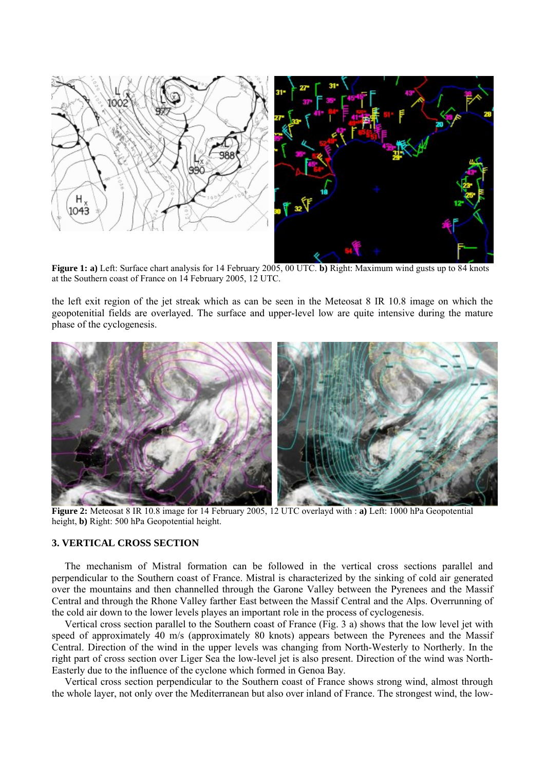**Figure 1: a)** Left: Surface chart analysis for 14 February 2005, 00 UTC. **b)** Right: Maximum wind gusts up to 84 knots at the Southern coast of France on 14 February 2005, 12 UTC.

the left exit region of the jet streak which as can be seen in the Meteosat 8 IR 10.8 image on which the geopotenitial fields are overlayed. The surface and upper-level low are quite intensive during the mature phase of the cyclogenesis.

**Figure 2:** Meteosat 8 IR 10.8 image for 14 February 2005, 12 UTC overlayd with : **a)** Left: 1000 hPa Geopotential height, **b)** Right: 500 hPa Geopotential height.

### 3. VERTICAL CROSS SECTION

The mechanism of Mistral formation can be followed in the vertical cross sections parallel and perpendicular to the Southern coast of France. Mistral is characterized by the sinking of cold air generated over the mountains and then channelled through the Garone Valley between the Pyrenees and the Massif Central and through the Rhone Valley farther East between the Massif Central and the Alps. Overrunning of the cold air down to the lower levels playes an important role in the process of cyclogenesis.

Vertical cross section parallel to the Southern coast of France (Fig. 3 a) shows that the low level jet with speed of approximately 40 m/s (approximately 80 knots) appears between the Pyrenees and the Massif Central. Direction of the wind in the upper levels was changing from North-Westerly to Northerly. In the right part of cross section over Liger Sea the low-level jet is also present. Direction of the wind was North-Easterly due to the influence of the cyclone which formed in Genoa Bay.

Vertical cross section perpendicular to the Southern coast of France shows strong wind, almost through the whole layer, not only over the Mediterranean but also over inland of France. The strongest wind, the low-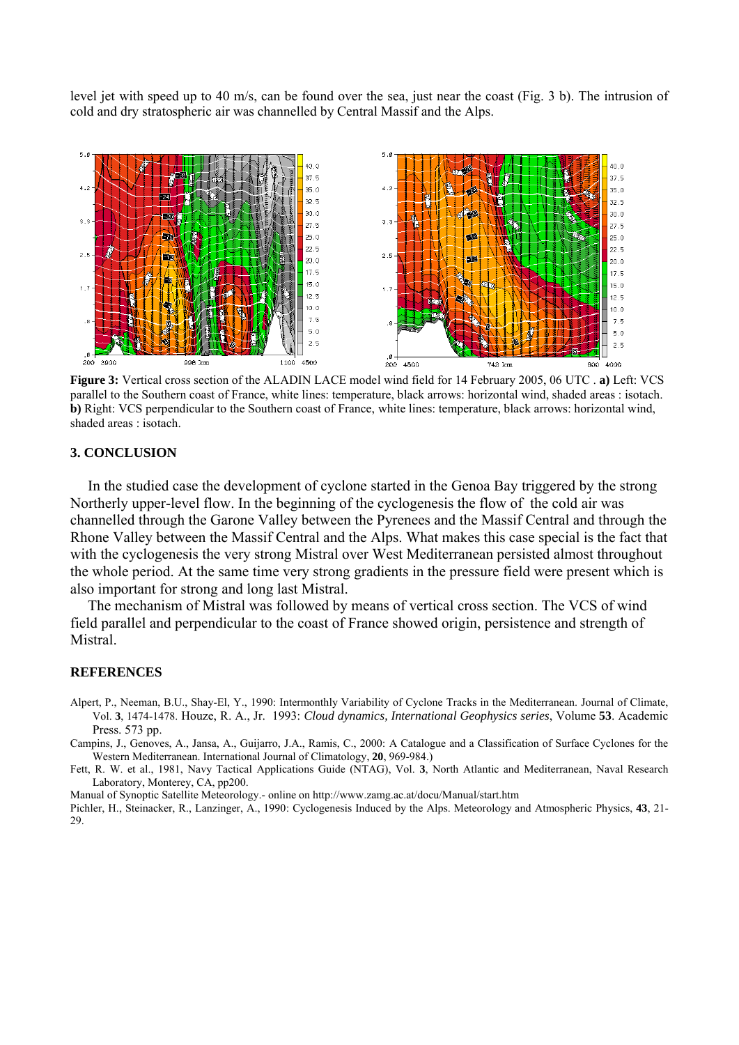level jet with speed up to 40 m/s, can be found over the sea, just near the coast (Fig. 3 b). The intrusion of cold and dry stratospheric air was channelled by Central Massif and the Alps.

**Figure 3:** Vertical cross section of the ALADIN LACE model wind field for 14 February 2005, 06 UTC . **a)** Left: VCS parallel to the Southern coast of France, white lines: temperature, black arrows: horizontal wind, shaded areas : isotach. **b)** Right: VCS perpendicular to the Southern coast of France, white lines: temperature, black arrows: horizontal wind, shaded areas : isotach.

## 3. CONCLUSION

In the studied case the development of cyclone started in the Genoa Bay triggered by the strong Northerly upper-level flow. In the beginning of the cyclogenesis the flow of the cold air was channelled through the Garone Valley between the Pyrenees and the Massif Central and through the Rhone Valley between the Massif Central and the Alps. What makes this case special is the fact that with the cyclogenesis the very strong Mistral over West Mediterranean persisted almost throughout the whole period. At the same time very strong gradients in the pressure field were present which is also important for strong and long last Mistral.

The mechanism of Mistral was followed by means of vertical cross section. The VCS of wind field parallel and perpendicular to the coast of France showed origin, persistence and strength of Mistral.

## REFERENCES

Alpert, P., Neeman, B.U., Shay-El, Y., 1990: Intermonthly Variability of Cyclone Tracks in the Mediterranean. Journal of Climate, Vol. **3**, 1474-1478. Houze, R. A., Jr. 1993: *Cloud dynamics, International Geophysics series*, Volume **53**. Academic Press. 573 pp.

Campins, J., Genoves, A., Jansa, A., Guijarro, J.A., Ramis, C., 2000: A Catalogue and a Classification of Surface Cyclones for the Western Mediterranean. International Journal of Climatology, **20**, 969-984.)

Fett, R. W. et al., 1981, Navy Tactical Applications Guide (NTAG), Vol. **3**, North Atlantic and Mediterranean, Naval Research Laboratory, Monterey, CA, pp200.

Manual of Synoptic Satellite Meteorology.- online on http://www.zamg.ac.at/docu/Manual/start.htm

Pichler, H., Steinacker, R., Lanzinger, A., 1990: Cyclogenesis Induced by the Alps. Meteorology and Atmospheric Physics, **43**, 21-29.